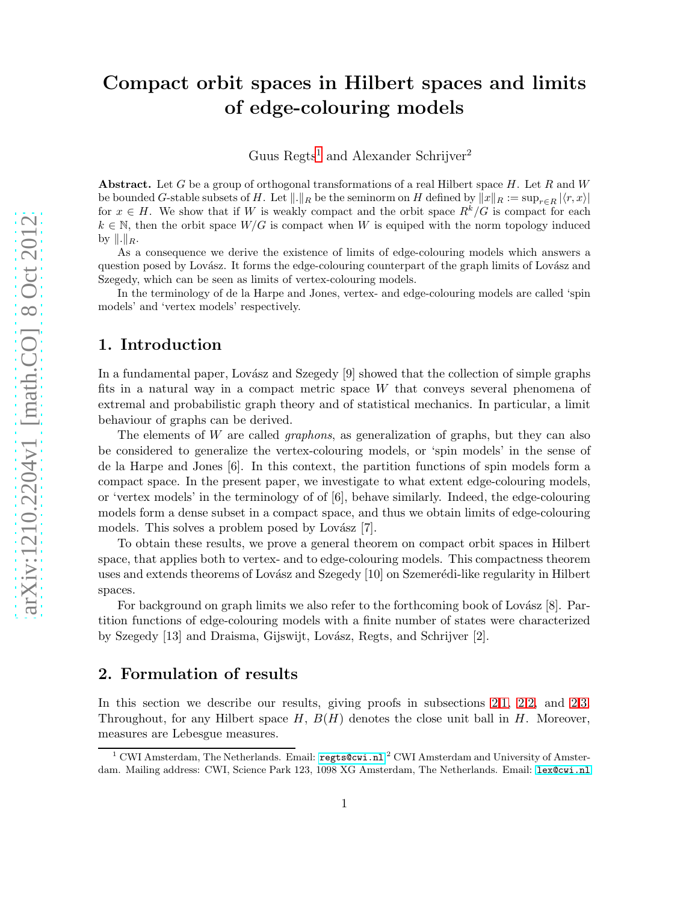# Compact orbit spaces in Hilbert spaces and limits of edge-colouring models

Guus Regts[1] and Alexander Schrijver[2]

**Abstract.** Let $G$ be a group of orthogonal transformations of a real Hilbert space $H$. Let $R$ and $W$ be bounded $G$-stable subsets of $H$. Let $\|.\|_R$ be the seminorm on $H$ defined by $\|x\|_R := \sup_{r \in R} |\langle r, x \rangle|$ for $x \in H$. We show that if $W$ is weakly compact and the orbit space $R^k/G$ is compact for each $k \in \mathbb{N}$, then the orbit space $W/G$ is compact when $W$ is equiped with the norm topology induced by $\|.\|_R$.

As a consequence we derive the existence of limits of edge-colouring models which answers a question posed by Lovász. It forms the edge-colouring counterpart of the graph limits of Lovász and Szegedy, which can be seen as limits of vertex-colouring models.

In the terminology of de la Harpe and Jones, vertex- and edge-colouring models are called 'spin models' and 'vertex models' respectively.

## 1. Introduction

In a fundamental paper, Lovász and Szegedy [9] showed that the collection of simple graphs fits in a natural way in a compact metric space $W$ that conveys several phenomena of extremal and probabilistic graph theory and of statistical mechanics. In particular, a limit behaviour of graphs can be derived.

The elements of $W$ are called *graphons*, as generalization of graphs, but they can also be considered to generalize the vertex-colouring models, or 'spin models' in the sense of de la Harpe and Jones [6]. In this context, the partition functions of spin models form a compact space. In the present paper, we investigate to what extent edge-colouring models, or 'vertex models' in the terminology of of [6], behave similarly. Indeed, the edge-colouring models form a dense subset in a compact space, and thus we obtain limits of edge-colouring models. This solves a problem posed by Lovász [7].

To obtain these results, we prove a general theorem on compact orbit spaces in Hilbert space, that applies both to vertex- and to edge-colouring models. This compactness theorem uses and extends theorems of Lovász and Szegedy [10] on Szemerédi-like regularity in Hilbert spaces.

For background on graph limits we also refer to the forthcoming book of Lovász [8]. Partition functions of edge-colouring models with a finite number of states were characterized by Szegedy [13] and Draisma, Gijswijt, Lovász, Regts, and Schrijver [2].

## 2. Formulation of results

In this section we describe our results, giving proofs in subsections 2.1, 2.2, and 2.3. Throughout, for any Hilbert space $H$, $B(H)$ denotes the close unit ball in $H$. Moreover, measures are Lebesgue measures.

---

[1] CWI Amsterdam, The Netherlands. Email: regts@cwi.nl [2] CWI Amsterdam and University of Amsterdam. Mailing address: CWI, Science Park 123, 1098 XG Amsterdam, The Netherlands. Email: lex@cwi.nl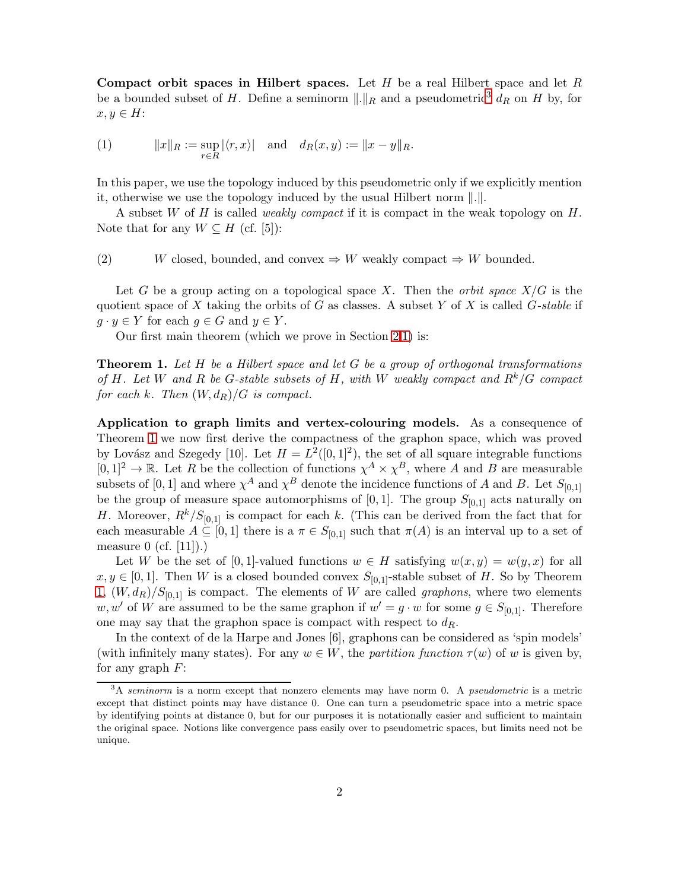**Compact orbit spaces in Hilbert spaces.** Let $H$ be a real Hilbert space and let $R$ be a bounded subset of $H$. Define a seminorm $\|.\|_R$ and a pseudometric[3] $d_R$ on $H$ by, for $x, y \in H$:

$$(1) \qquad \|x\|_R := \sup_{r \in R} |\langle r, x \rangle| \quad \text{and} \quad d_R(x,y) := \|x - y\|_R.$$

In this paper, we use the topology induced by this pseudometric only if we explicitly mention it, otherwise we use the topology induced by the usual Hilbert norm $\|.\|$.

A subset $W$ of $H$ is called *weakly compact* if it is compact in the weak topology on $H$. Note that for any $W \subseteq H$ (cf. [5]):

$$(2) \qquad W \text{ closed, bounded, and convex} \Rightarrow W \text{ weakly compact} \Rightarrow W \text{ bounded.}$$

Let $G$ be a group acting on a topological space $X$. Then the *orbit space* $X/G$ is the quotient space of $X$ taking the orbits of $G$ as classes. A subset $Y$ of $X$ is called $G$*-stable* if $g \cdot y \in Y$ for each $g \in G$ and $y \in Y$.

Our first main theorem (which we prove in Section 2.1) is:

**Theorem 1.** *Let $H$ be a Hilbert space and let $G$ be a group of orthogonal transformations of $H$. Let $W$ and $R$ be $G$-stable subsets of $H$, with $W$ weakly compact and $R^k/G$ compact for each $k$. Then $(W, d_R)/G$ is compact.*

**Application to graph limits and vertex-colouring models.** As a consequence of Theorem 1 we now first derive the compactness of the graphon space, which was proved by Lovász and Szegedy [10]. Let $H = L^2([0,1]^2)$, the set of all square integrable functions $[0,1]^2 \to \mathbb{R}$. Let $R$ be the collection of functions $\chi^A \times \chi^B$, where $A$ and $B$ are measurable subsets of $[0,1]$ and where $\chi^A$ and $\chi^B$ denote the incidence functions of $A$ and $B$. Let $S_{[0,1]}$ be the group of measure space automorphisms of $[0,1]$. The group $S_{[0,1]}$ acts naturally on $H$. Moreover, $R^k/S_{[0,1]}$ is compact for each $k$. (This can be derived from the fact that for each measurable $A \subseteq [0,1]$ there is a $\pi \in S_{[0,1]}$ such that $\pi(A)$ is an interval up to a set of measure 0 (cf. [11]).)

Let $W$ be the set of $[0,1]$-valued functions $w \in H$ satisfying $w(x,y) = w(y,x)$ for all $x, y \in [0,1]$. Then $W$ is a closed bounded convex $S_{[0,1]}$-stable subset of $H$. So by Theorem 1, $(W, d_R)/S_{[0,1]}$ is compact. The elements of $W$ are called *graphons*, where two elements $w, w'$ of $W$ are assumed to be the same graphon if $w' = g \cdot w$ for some $g \in S_{[0,1]}$. Therefore one may say that the graphon space is compact with respect to $d_R$.

In the context of de la Harpe and Jones [6], graphons can be considered as 'spin models' (with infinitely many states). For any $w \in W$, the *partition function* $\tau(w)$ of $w$ is given by, for any graph $F$:

[3] A *seminorm* is a norm except that nonzero elements may have norm 0. A *pseudometric* is a metric except that distinct points may have distance 0. One can turn a pseudometric space into a metric space by identifying points at distance 0, but for our purposes it is notationally easier and sufficient to maintain the original space. Notions like convergence pass easily over to pseudometric spaces, but limits need not be unique.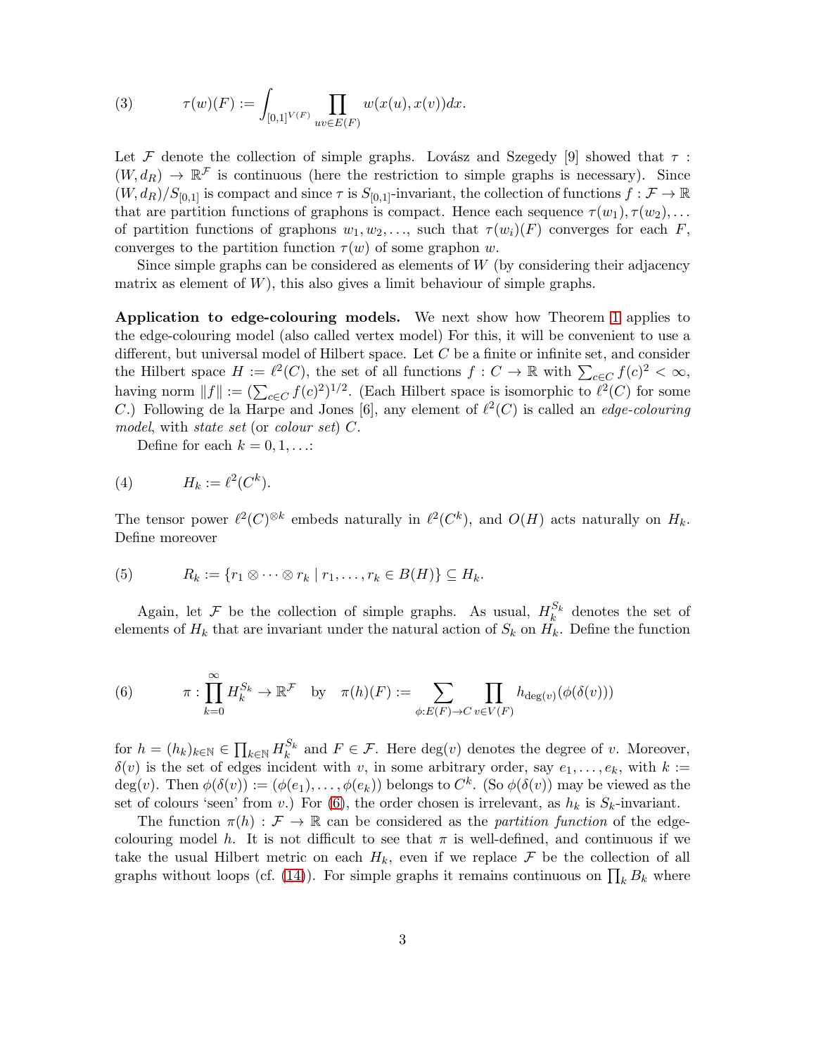$$(3) \qquad \tau(w)(F) := \int_{[0,1]^{V(F)}} \prod_{uv \in E(F)} w(x(u), x(v)) dx.$$

Let $\mathcal{F}$ denote the collection of simple graphs. Lovász and Szegedy [9] showed that $\tau : (W, d_R) \to \mathbb{R}^{\mathcal{F}}$ is continuous (here the restriction to simple graphs is necessary). Since $(W, d_R)/S_{[0,1]}$ is compact and since $\tau$ is $S_{[0,1]}$-invariant, the collection of functions $f : \mathcal{F} \to \mathbb{R}$ that are partition functions of graphons is compact. Hence each sequence $\tau(w_1), \tau(w_2), \ldots$ of partition functions of graphons $w_1, w_2, \ldots$, such that $\tau(w_i)(F)$ converges for each $F$, converges to the partition function $\tau(w)$ of some graphon $w$.

Since simple graphs can be considered as elements of $W$ (by considering their adjacency matrix as element of $W$), this also gives a limit behaviour of simple graphs.

**Application to edge-colouring models.** We next show how Theorem 1 applies to the edge-colouring model (also called vertex model) For this, it will be convenient to use a different, but universal model of Hilbert space. Let $C$ be a finite or infinite set, and consider the Hilbert space $H := \ell^2(C)$, the set of all functions $f : C \to \mathbb{R}$ with $\sum_{c \in C} f(c)^2 < \infty$, having norm $\|f\| := (\sum_{c \in C} f(c)^2)^{1/2}$. (Each Hilbert space is isomorphic to $\ell^2(C)$ for some $C$.) Following de la Harpe and Jones [6], any element of $\ell^2(C)$ is called an *edge-colouring model*, with *state set* (or *colour set*) $C$.

Define for each $k = 0, 1, \ldots$:

$$(4) \qquad H_k := \ell^2(C^k).$$

The tensor power $\ell^2(C)^{\otimes k}$ embeds naturally in $\ell^2(C^k)$, and $O(H)$ acts naturally on $H_k$. Define moreover

$$(5) \qquad R_k := \{r_1 \otimes \cdots \otimes r_k \mid r_1, \ldots, r_k \in B(H)\} \subseteq H_k.$$

Again, let $\mathcal{F}$ be the collection of simple graphs. As usual, $H_k^{S_k}$ denotes the set of elements of $H_k$ that are invariant under the natural action of $S_k$ on $H_k$. Define the function

$$(6) \qquad \pi : \prod_{k=0}^{\infty} H_k^{S_k} \to \mathbb{R}^{\mathcal{F}} \quad \text{by} \quad \pi(h)(F) := \sum_{\phi : E(F) \to C} \prod_{v \in V(F)} h_{\deg(v)}(\phi(\delta(v)))$$

for $h = (h_k)_{k \in \mathbb{N}} \in \prod_{k \in \mathbb{N}} H_k^{S_k}$ and $F \in \mathcal{F}$. Here $\deg(v)$ denotes the degree of $v$. Moreover, $\delta(v)$ is the set of edges incident with $v$, in some arbitrary order, say $e_1, \ldots, e_k$, with $k := \deg(v)$. Then $\phi(\delta(v)) := (\phi(e_1), \ldots, \phi(e_k))$ belongs to $C^k$. (So $\phi(\delta(v))$ may be viewed as the set of colours 'seen' from $v$.) For (6), the order chosen is irrelevant, as $h_k$ is $S_k$-invariant.

The function $\pi(h) : \mathcal{F} \to \mathbb{R}$ can be considered as the *partition function* of the edge-colouring model $h$. It is not difficult to see that $\pi$ is well-defined, and continuous if we take the usual Hilbert metric on each $H_k$, even if we replace $\mathcal{F}$ be the collection of all graphs without loops (cf. (14)). For simple graphs it remains continuous on $\prod_k B_k$ where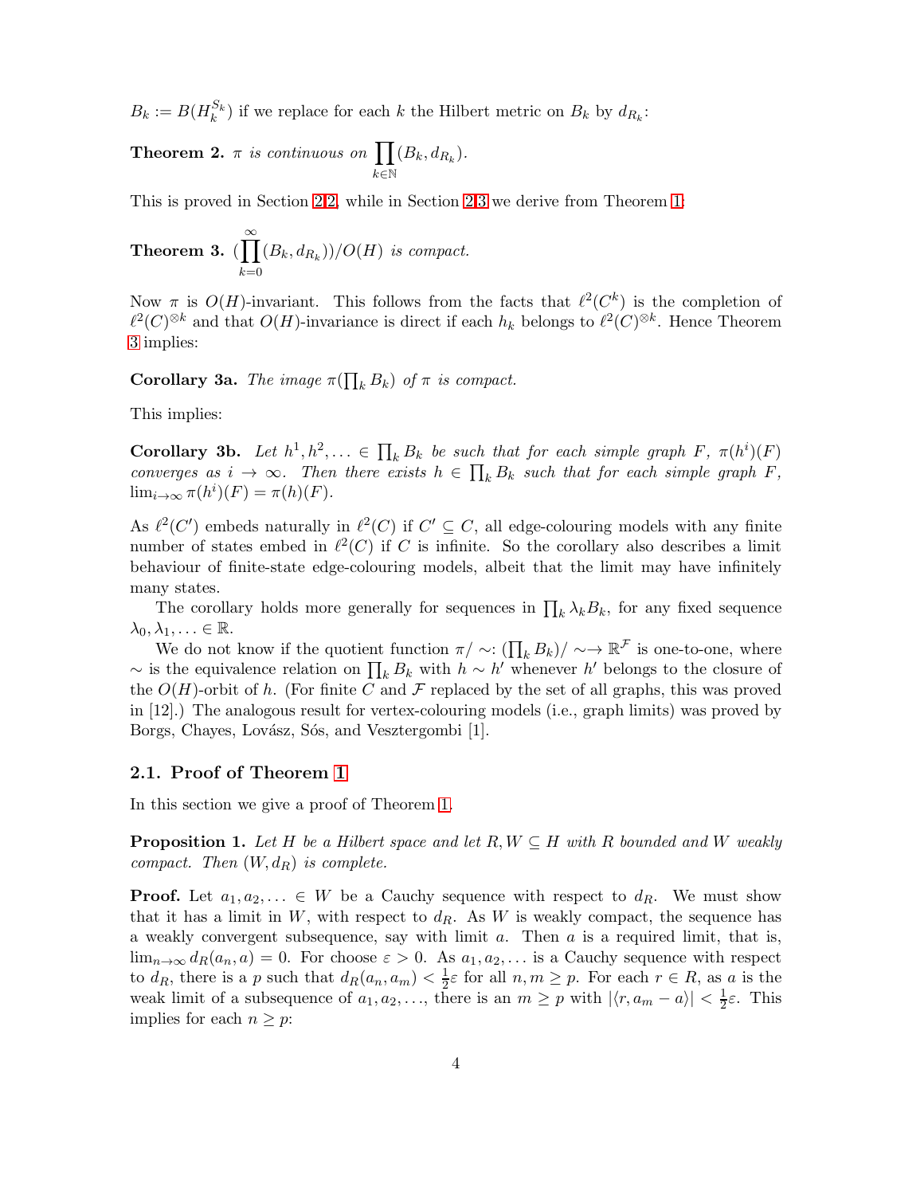$B_k := B(H_k^{S_k})$ if we replace for each $k$ the Hilbert metric on $B_k$ by $d_{R_k}$:

**Theorem 2.** *$\pi$ is continuous on $\prod_{k\in\mathbb{N}}(B_k, d_{R_k})$.*

This is proved in Section 2.2, while in Section 2.3 we derive from Theorem 1:

**Theorem 3.** *$(\prod_{k=0}^{\infty}(B_k, d_{R_k}))/O(H)$ is compact.*

Now $\pi$ is $O(H)$-invariant. This follows from the facts that $\ell^2(C^k)$ is the completion of $\ell^2(C)^{\otimes k}$ and that $O(H)$-invariance is direct if each $h_k$ belongs to $\ell^2(C)^{\otimes k}$. Hence Theorem 3 implies:

**Corollary 3a.** *The image $\pi(\prod_k B_k)$ of $\pi$ is compact.*

This implies:

**Corollary 3b.** *Let $h^1, h^2, \ldots \in \prod_k B_k$ be such that for each simple graph $F$, $\pi(h^i)(F)$ converges as $i \to \infty$. Then there exists $h \in \prod_k B_k$ such that for each simple graph $F$, $\lim_{i\to\infty} \pi(h^i)(F) = \pi(h)(F)$.*

As $\ell^2(C')$ embeds naturally in $\ell^2(C)$ if $C' \subseteq C$, all edge-colouring models with any finite number of states embed in $\ell^2(C)$ if $C$ is infinite. So the corollary also describes a limit behaviour of finite-state edge-colouring models, albeit that the limit may have infinitely many states.

The corollary holds more generally for sequences in $\prod_k \lambda_k B_k$, for any fixed sequence $\lambda_0, \lambda_1, \ldots \in \mathbb{R}$.

We do not know if the quotient function $\pi/\sim: (\prod_k B_k)/\sim \to \mathbb{R}^{\mathcal{F}}$ is one-to-one, where $\sim$ is the equivalence relation on $\prod_k B_k$ with $h \sim h'$ whenever $h'$ belongs to the closure of the $O(H)$-orbit of $h$. (For finite $C$ and $\mathcal{F}$ replaced by the set of all graphs, this was proved in [12].) The analogous result for vertex-colouring models (i.e., graph limits) was proved by Borgs, Chayes, Lovász, Sós, and Vesztergombi [1].

### 2.1. Proof of Theorem 1

In this section we give a proof of Theorem 1.

**Proposition 1.** *Let $H$ be a Hilbert space and let $R, W \subseteq H$ with $R$ bounded and $W$ weakly compact. Then $(W, d_R)$ is complete.*

**Proof.** Let $a_1, a_2, \ldots \in W$ be a Cauchy sequence with respect to $d_R$. We must show that it has a limit in $W$, with respect to $d_R$. As $W$ is weakly compact, the sequence has a weakly convergent subsequence, say with limit $a$. Then $a$ is a required limit, that is, $\lim_{n\to\infty} d_R(a_n, a) = 0$. For choose $\varepsilon > 0$. As $a_1, a_2, \ldots$ is a Cauchy sequence with respect to $d_R$, there is a $p$ such that $d_R(a_n, a_m) < \frac{1}{2}\varepsilon$ for all $n, m \geq p$. For each $r \in R$, as $a$ is the weak limit of a subsequence of $a_1, a_2, \ldots$, there is an $m \geq p$ with $|\langle r, a_m - a\rangle| < \frac{1}{2}\varepsilon$. This implies for each $n \geq p$: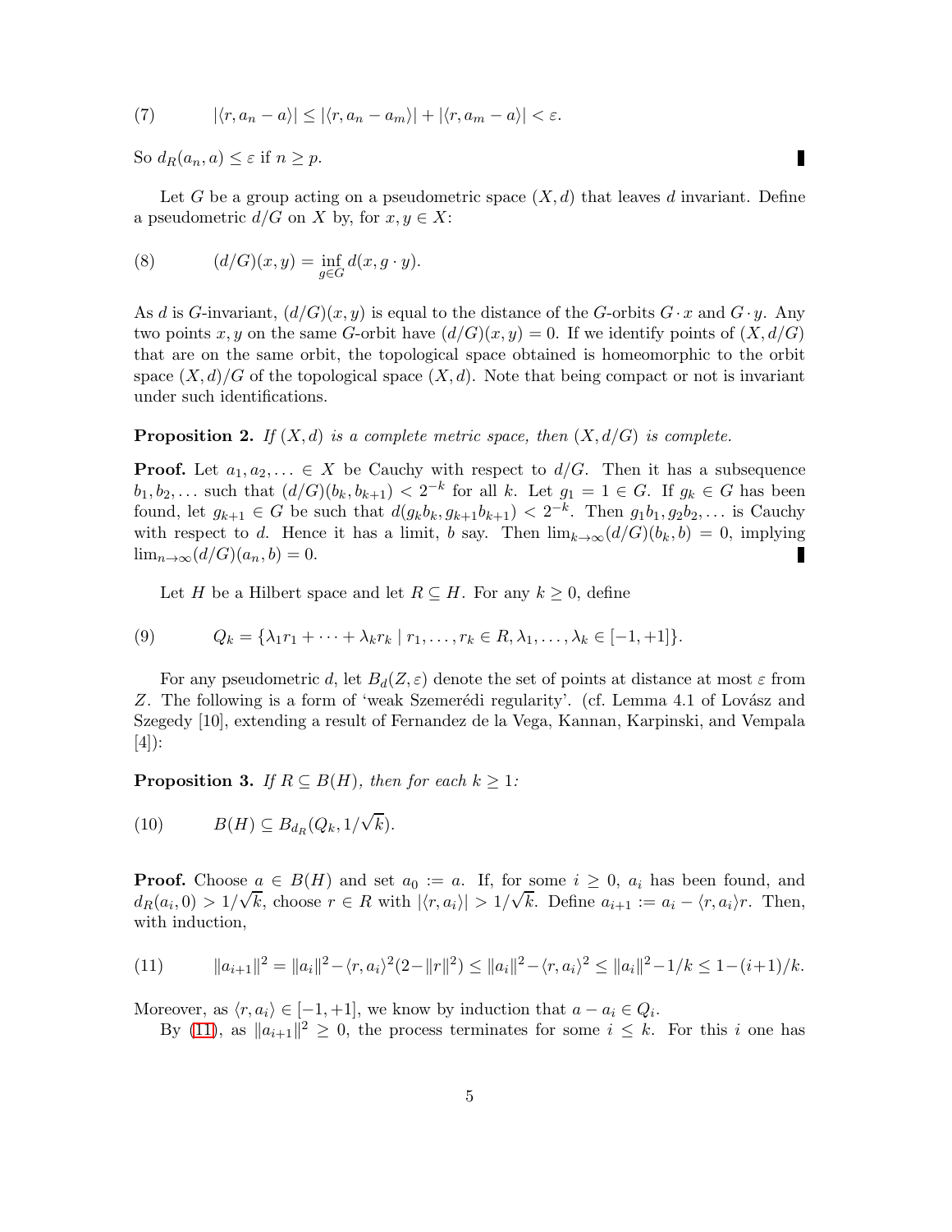$$(7) \qquad |\langle r, a_n - a\rangle| \le |\langle r, a_n - a_m\rangle| + |\langle r, a_m - a\rangle| < \varepsilon.$$

So $d_R(a_n, a) \le \varepsilon$ if $n \ge p$. ▮

Let $G$ be a group acting on a pseudometric space $(X, d)$ that leaves $d$ invariant. Define a pseudometric $d/G$ on $X$ by, for $x, y \in X$:

$$(8) \qquad (d/G)(x, y) = \inf_{g \in G} d(x, g \cdot y).$$

As $d$ is $G$-invariant, $(d/G)(x, y)$ is equal to the distance of the $G$-orbits $G \cdot x$ and $G \cdot y$. Any two points $x, y$ on the same $G$-orbit have $(d/G)(x, y) = 0$. If we identify points of $(X, d/G)$ that are on the same orbit, the topological space obtained is homeomorphic to the orbit space $(X, d)/G$ of the topological space $(X, d)$. Note that being compact or not is invariant under such identifications.

**Proposition 2.** *If $(X, d)$ is a complete metric space, then $(X, d/G)$ is complete.*

**Proof.** Let $a_1, a_2, \ldots \in X$ be Cauchy with respect to $d/G$. Then it has a subsequence $b_1, b_2, \ldots$ such that $(d/G)(b_k, b_{k+1}) < 2^{-k}$ for all $k$. Let $g_1 = 1 \in G$. If $g_k \in G$ has been found, let $g_{k+1} \in G$ be such that $d(g_k b_k, g_{k+1} b_{k+1}) < 2^{-k}$. Then $g_1 b_1, g_2 b_2, \ldots$ is Cauchy with respect to $d$. Hence it has a limit, $b$ say. Then $\lim_{k\to\infty} (d/G)(b_k, b) = 0$, implying $\lim_{n\to\infty} (d/G)(a_n, b) = 0$. ▮

Let $H$ be a Hilbert space and let $R \subseteq H$. For any $k \ge 0$, define

$$(9) \qquad Q_k = \{\lambda_1 r_1 + \cdots + \lambda_k r_k \mid r_1, \ldots, r_k \in R, \lambda_1, \ldots, \lambda_k \in [-1, +1]\}.$$

For any pseudometric $d$, let $B_d(Z, \varepsilon)$ denote the set of points at distance at most $\varepsilon$ from $Z$. The following is a form of 'weak Szemerédi regularity'. (cf. Lemma 4.1 of Lovász and Szegedy [10], extending a result of Fernandez de la Vega, Kannan, Karpinski, and Vempala [4]):

**Proposition 3.** *If $R \subseteq B(H)$, then for each $k \ge 1$:*

$$(10) \qquad B(H) \subseteq B_{d_R}(Q_k, 1/\sqrt{k}).$$

**Proof.** Choose $a \in B(H)$ and set $a_0 := a$. If, for some $i \ge 0$, $a_i$ has been found, and $d_R(a_i, 0) > 1/\sqrt{k}$, choose $r \in R$ with $|\langle r, a_i\rangle| > 1/\sqrt{k}$. Define $a_{i+1} := a_i - \langle r, a_i\rangle r$. Then, with induction,

$$(11) \qquad \|a_{i+1}\|^2 = \|a_i\|^2 - \langle r, a_i\rangle^2 (2 - \|r\|^2) \le \|a_i\|^2 - \langle r, a_i\rangle^2 \le \|a_i\|^2 - 1/k \le 1 - (i+1)/k.$$

Moreover, as $\langle r, a_i\rangle \in [-1, +1]$, we know by induction that $a - a_i \in Q_i$.

By (11), as $\|a_{i+1}\|^2 \ge 0$, the process terminates for some $i \le k$. For this $i$ one has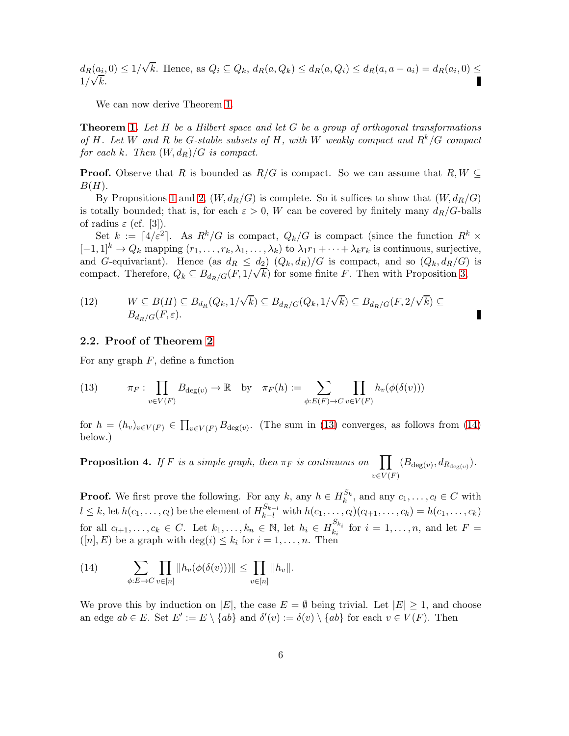$d_R(a_i, 0) \leq 1/\sqrt{k}$. Hence, as $Q_i \subseteq Q_k$, $d_R(a, Q_k) \leq d_R(a, Q_i) \leq d_R(a, a - a_i) = d_R(a_i, 0) \leq 1/\sqrt{k}$. ∎

We can now derive Theorem 1.

**Theorem 1.** *Let $H$ be a Hilbert space and let $G$ be a group of orthogonal transformations of $H$. Let $W$ and $R$ be $G$-stable subsets of $H$, with $W$ weakly compact and $R^k/G$ compact for each $k$. Then $(W, d_R)/G$ is compact.*

**Proof.** Observe that $R$ is bounded as $R/G$ is compact. So we can assume that $R, W \subseteq B(H)$.

By Propositions 1 and 2, $(W, d_R/G)$ is complete. So it suffices to show that $(W, d_R/G)$ is totally bounded; that is, for each $\varepsilon > 0$, $W$ can be covered by finitely many $d_R/G$-balls of radius $\varepsilon$ (cf. [3]).

Set $k := \lceil 4/\varepsilon^2 \rceil$. As $R^k/G$ is compact, $Q_k/G$ is compact (since the function $R^k \times [-1,1]^k \to Q_k$ mapping $(r_1, \ldots, r_k, \lambda_1, \ldots, \lambda_k)$ to $\lambda_1 r_1 + \cdots + \lambda_k r_k$ is continuous, surjective, and $G$-equivariant). Hence (as $d_R \leq d_2$) $(Q_k, d_R)/G$ is compact, and so $(Q_k, d_R/G)$ is compact. Therefore, $Q_k \subseteq B_{d_R/G}(F, 1/\sqrt{k})$ for some finite $F$. Then with Proposition 3,

$$
\begin{aligned}
(12) \qquad & W \subseteq B(H) \subseteq B_{d_R}(Q_k, 1/\sqrt{k}) \subseteq B_{d_R/G}(Q_k, 1/\sqrt{k}) \subseteq B_{d_R/G}(F, 2/\sqrt{k}) \subseteq \\
& B_{d_R/G}(F, \varepsilon).
\end{aligned}
$$

∎

### 2.2. Proof of Theorem 2

For any graph $F$, define a function

$$
(13) \qquad \pi_F : \prod_{v \in V(F)} B_{\deg(v)} \to \mathbb{R} \quad \text{by} \quad \pi_F(h) := \sum_{\phi : E(F) \to C} \prod_{v \in V(F)} h_v(\phi(\delta(v)))
$$

for $h = (h_v)_{v \in V(F)} \in \prod_{v \in V(F)} B_{\deg(v)}$. (The sum in (13) converges, as follows from (14) below.)

**Proposition 4.** *If $F$ is a simple graph, then $\pi_F$ is continuous on $\prod_{v \in V(F)} (B_{\deg(v)}, d_{R_{\deg(v)}})$.*

**Proof.** We first prove the following. For any $k$, any $h \in H_k^{S_k}$, and any $c_1, \ldots, c_l \in C$ with $l \leq k$, let $h(c_1, \ldots, c_l)$ be the element of $H_{k-l}^{S_{k-l}}$ with $h(c_1, \ldots, c_l)(c_{l+1}, \ldots, c_k) = h(c_1, \ldots, c_k)$ for all $c_{l+1}, \ldots, c_k \in C$. Let $k_1, \ldots, k_n \in \mathbb{N}$, let $h_i \in H_{k_i}^{S_{k_i}}$ for $i = 1, \ldots, n$, and let $F = ([n], E)$ be a graph with $\deg(i) \leq k_i$ for $i = 1, \ldots, n$. Then

$$
(14) \qquad \sum_{\phi : E \to C} \prod_{v \in [n]} \|h_v(\phi(\delta(v)))\| \leq \prod_{v \in [n]} \|h_v\|.
$$

We prove this by induction on $|E|$, the case $E = \emptyset$ being trivial. Let $|E| \geq 1$, and choose an edge $ab \in E$. Set $E' := E \setminus \{ab\}$ and $\delta'(v) := \delta(v) \setminus \{ab\}$ for each $v \in V(F)$. Then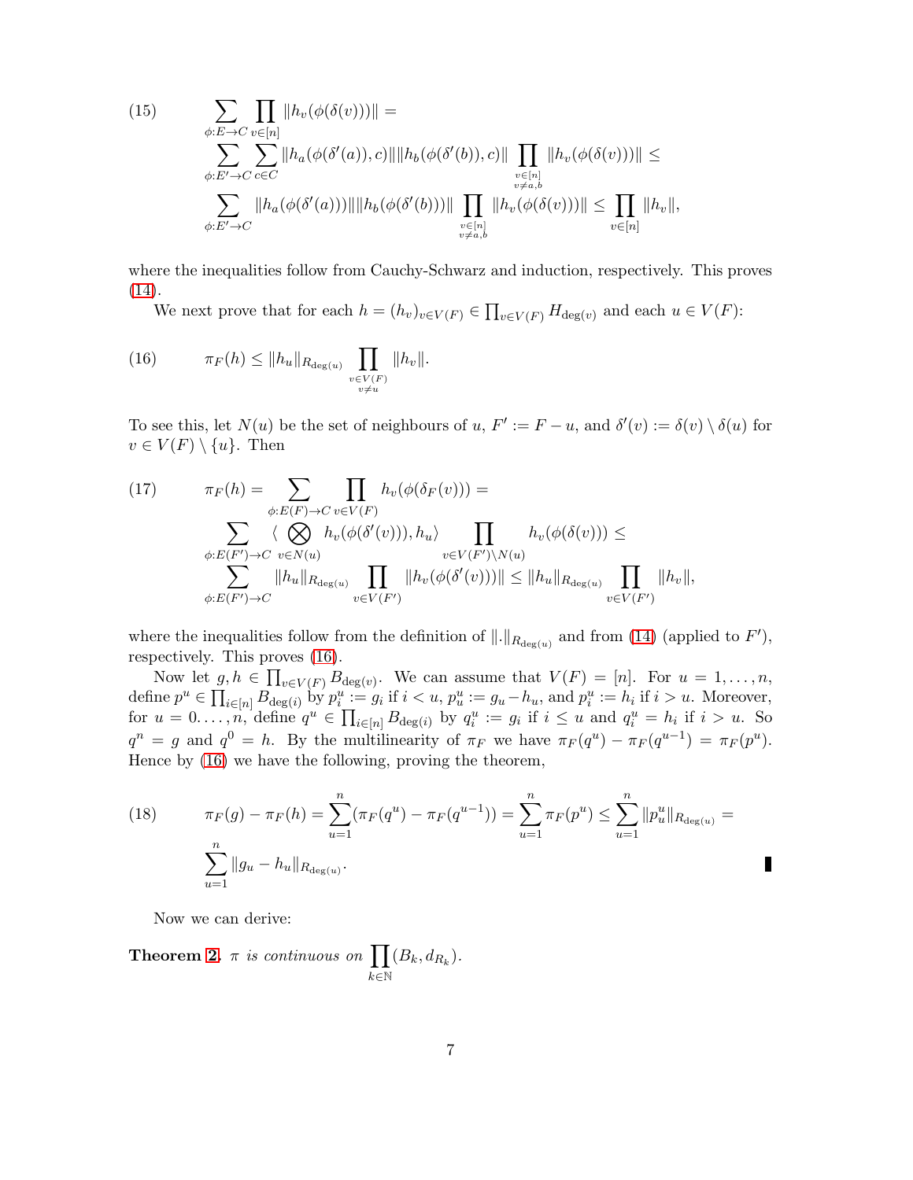$$
(15) \qquad \sum_{\phi:E\to C} \prod_{v\in[n]} \|h_v(\phi(\delta(v)))\| = \\
\sum_{\phi:E'\to C} \sum_{c\in C} \|h_a(\phi(\delta'(a)),c)\| \|h_b(\phi(\delta'(b)),c)\| \prod_{\substack{v\in[n]\\ v\neq a,b}} \|h_v(\phi(\delta(v)))\| \leq \\
\sum_{\phi:E'\to C} \|h_a(\phi(\delta'(a)))\| \|h_b(\phi(\delta'(b)))\| \prod_{\substack{v\in[n]\\ v\neq a,b}} \|h_v(\phi(\delta(v)))\| \leq \prod_{v\in[n]} \|h_v\|,
$$

where the inequalities follow from Cauchy-Schwarz and induction, respectively. This proves (14).

We next prove that for each $h = (h_v)_{v\in V(F)} \in \prod_{v\in V(F)} H_{\deg(v)}$ and each $u \in V(F)$:

$$
(16) \qquad \pi_F(h) \leq \|h_u\|_{R_{\deg(u)}} \prod_{\substack{v\in V(F)\\ v\neq u}} \|h_v\|.
$$

To see this, let $N(u)$ be the set of neighbours of $u$, $F' := F - u$, and $\delta'(v) := \delta(v) \setminus \delta(u)$ for $v \in V(F) \setminus \{u\}$. Then

$$
(17) \qquad \pi_F(h) = \sum_{\phi:E(F)\to C} \prod_{v\in V(F)} h_v(\phi(\delta_F(v))) = \\
\sum_{\phi:E(F')\to C} \langle \bigotimes_{v\in N(u)} h_v(\phi(\delta'(v))), h_u \rangle \prod_{v\in V(F')\setminus N(u)} h_v(\phi(\delta(v))) \leq \\
\sum_{\phi:E(F')\to C} \|h_u\|_{R_{\deg(u)}} \prod_{v\in V(F')} \|h_v(\phi(\delta'(v)))\| \leq \|h_u\|_{R_{\deg(u)}} \prod_{v\in V(F')} \|h_v\|,
$$

where the inequalities follow from the definition of $\|.\|_{R_{\deg(u)}}$ and from (14) (applied to $F'$), respectively. This proves (16).

Now let $g, h \in \prod_{v\in V(F)} B_{\deg(v)}$. We can assume that $V(F) = [n]$. For $u = 1, \ldots, n$, define $p^u \in \prod_{i\in[n]} B_{\deg(i)}$ by $p^u_i := g_i$ if $i < u$, $p^u_u := g_u - h_u$, and $p^u_i := h_i$ if $i > u$. Moreover, for $u = 0 \ldots, n$, define $q^u \in \prod_{i\in[n]} B_{\deg(i)}$ by $q^u_i := g_i$ if $i \leq u$ and $q^u_i = h_i$ if $i > u$. So $q^n = g$ and $q^0 = h$. By the multilinearity of $\pi_F$ we have $\pi_F(q^u) - \pi_F(q^{u-1}) = \pi_F(p^u)$. Hence by (16) we have the following, proving the theorem,

$$
(18) \qquad \pi_F(g) - \pi_F(h) = \sum_{u=1}^{n} (\pi_F(q^u) - \pi_F(q^{u-1})) = \sum_{u=1}^{n} \pi_F(p^u) \leq \sum_{u=1}^{n} \|p^u_u\|_{R_{\deg(u)}} = \\
\sum_{u=1}^{n} \|g_u - h_u\|_{R_{\deg(u)}}. \qquad \blacksquare
$$

Now we can derive:

**Theorem 2.** *$\pi$ is continuous on* $\prod_{k\in\mathbb{N}} (B_k, d_{R_k})$.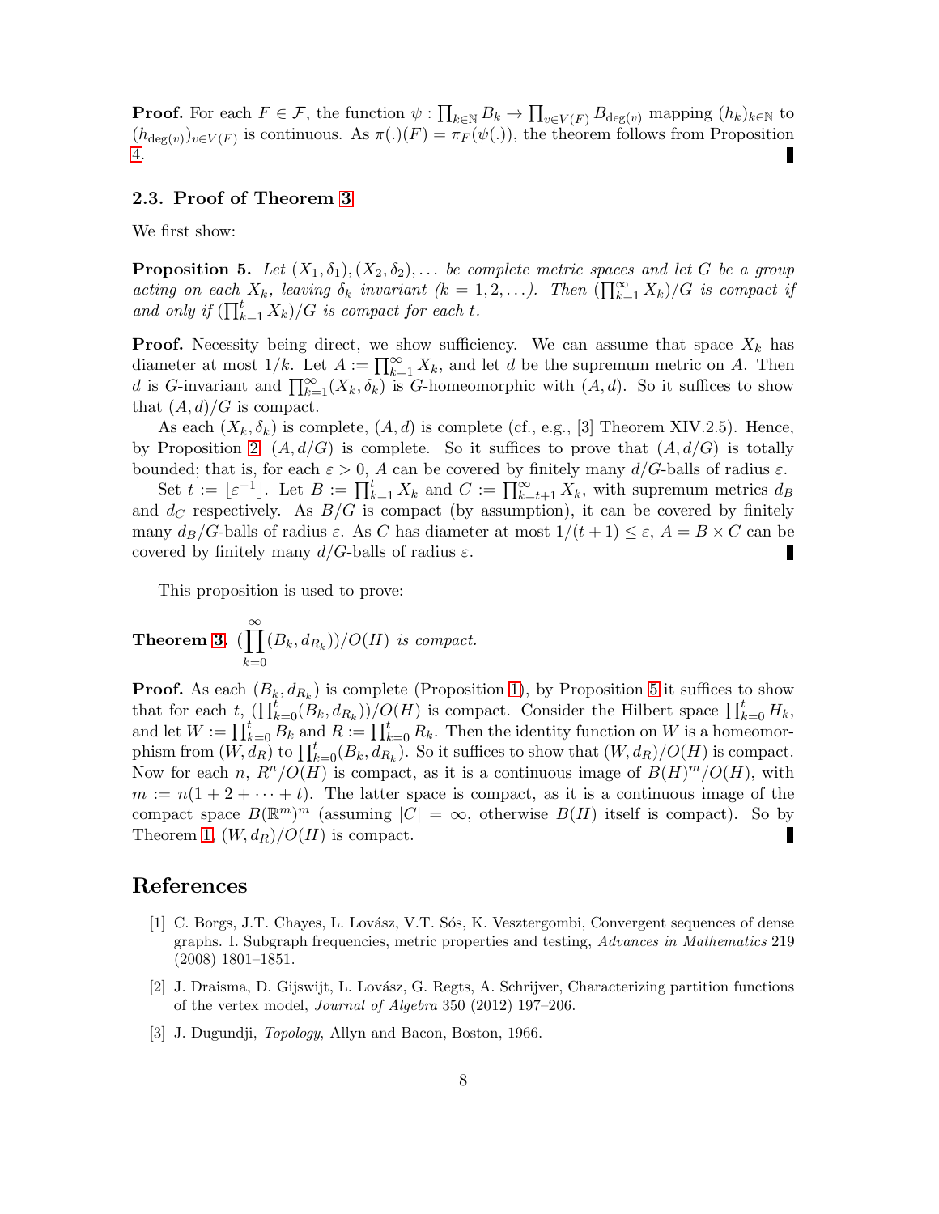**Proof.** For each $F \in \mathcal{F}$, the function $\psi : \prod_{k\in\mathbb{N}} B_k \to \prod_{v\in V(F)} B_{\deg(v)}$ mapping $(h_k)_{k\in\mathbb{N}}$ to $(h_{\deg(v)})_{v\in V(F)}$ is continuous. As $\pi(.)(F) = \pi_F(\psi(.))$, the theorem follows from Proposition 4. ∎

### 2.3. Proof of Theorem 3

We first show:

**Proposition 5.** *Let $(X_1, \delta_1), (X_2, \delta_2), \ldots$ be complete metric spaces and let $G$ be a group acting on each $X_k$, leaving $\delta_k$ invariant ($k = 1, 2, \ldots$). Then $(\prod_{k=1}^{\infty} X_k)/G$ is compact if and only if $(\prod_{k=1}^{t} X_k)/G$ is compact for each $t$.*

**Proof.** Necessity being direct, we show sufficiency. We can assume that space $X_k$ has diameter at most $1/k$. Let $A := \prod_{k=1}^{\infty} X_k$, and let $d$ be the supremum metric on $A$. Then $d$ is $G$-invariant and $\prod_{k=1}^{\infty}(X_k, \delta_k)$ is $G$-homeomorphic with $(A, d)$. So it suffices to show that $(A, d)/G$ is compact.

As each $(X_k, \delta_k)$ is complete, $(A, d)$ is complete (cf., e.g., [3] Theorem XIV.2.5). Hence, by Proposition 2, $(A, d/G)$ is complete. So it suffices to prove that $(A, d/G)$ is totally bounded; that is, for each $\varepsilon > 0$, $A$ can be covered by finitely many $d/G$-balls of radius $\varepsilon$.

Set $t := \lfloor \varepsilon^{-1} \rfloor$. Let $B := \prod_{k=1}^{t} X_k$ and $C := \prod_{k=t+1}^{\infty} X_k$, with supremum metrics $d_B$ and $d_C$ respectively. As $B/G$ is compact (by assumption), it can be covered by finitely many $d_B/G$-balls of radius $\varepsilon$. As $C$ has diameter at most $1/(t + 1) \leq \varepsilon$, $A = B \times C$ can be covered by finitely many $d/G$-balls of radius $\varepsilon$. ∎

This proposition is used to prove:

**Theorem 3.** $(\prod_{k=0}^{\infty}(B_k, d_{R_k}))/O(H)$ *is compact.*

**Proof.** As each $(B_k, d_{R_k})$ is complete (Proposition 1), by Proposition 5 it suffices to show that for each $t$, $(\prod_{k=0}^{t}(B_k, d_{R_k}))/O(H)$ is compact. Consider the Hilbert space $\prod_{k=0}^{t} H_k$, and let $W := \prod_{k=0}^{t} B_k$ and $R := \prod_{k=0}^{t} R_k$. Then the identity function on $W$ is a homeomorphism from $(W, d_R)$ to $\prod_{k=0}^{t}(B_k, d_{R_k})$. So it suffices to show that $(W, d_R)/O(H)$ is compact. Now for each $n$, $R^n/O(H)$ is compact, as it is a continuous image of $B(H)^m/O(H)$, with $m := n(1 + 2 + \cdots + t)$. The latter space is compact, as it is a continuous image of the compact space $B(\mathbb{R}^m)^m$ (assuming $|C| = \infty$, otherwise $B(H)$ itself is compact). So by Theorem 1, $(W, d_R)/O(H)$ is compact. ∎

## References

[1] C. Borgs, J.T. Chayes, L. Lovász, V.T. Sós, K. Vesztergombi, Convergent sequences of dense graphs. I. Subgraph frequencies, metric properties and testing, *Advances in Mathematics* 219 (2008) 1801–1851.

[2] J. Draisma, D. Gijswijt, L. Lovász, G. Regts, A. Schrijver, Characterizing partition functions of the vertex model, *Journal of Algebra* 350 (2012) 197–206.

[3] J. Dugundji, *Topology*, Allyn and Bacon, Boston, 1966.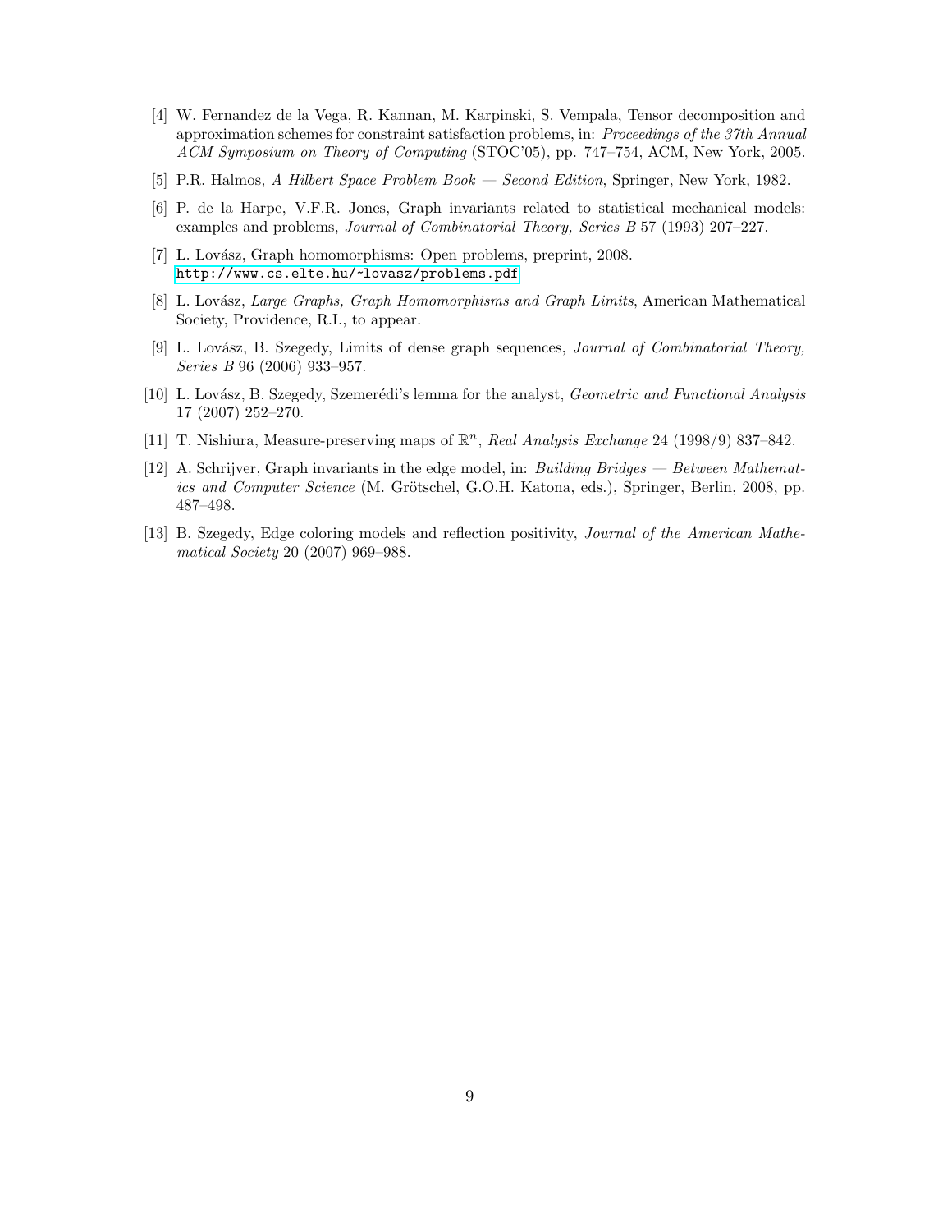[4] W. Fernandez de la Vega, R. Kannan, M. Karpinski, S. Vempala, Tensor decomposition and approximation schemes for constraint satisfaction problems, in: *Proceedings of the 37th Annual ACM Symposium on Theory of Computing* (STOC'05), pp. 747–754, ACM, New York, 2005.

[5] P.R. Halmos, *A Hilbert Space Problem Book — Second Edition*, Springer, New York, 1982.

[6] P. de la Harpe, V.F.R. Jones, Graph invariants related to statistical mechanical models: examples and problems, *Journal of Combinatorial Theory, Series B* 57 (1993) 207–227.

[7] L. Lovász, Graph homomorphisms: Open problems, preprint, 2008. http://www.cs.elte.hu/~lovasz/problems.pdf

[8] L. Lovász, *Large Graphs, Graph Homomorphisms and Graph Limits*, American Mathematical Society, Providence, R.I., to appear.

[9] L. Lovász, B. Szegedy, Limits of dense graph sequences, *Journal of Combinatorial Theory, Series B* 96 (2006) 933–957.

[10] L. Lovász, B. Szegedy, Szemerédi's lemma for the analyst, *Geometric and Functional Analysis* 17 (2007) 252–270.

[11] T. Nishiura, Measure-preserving maps of $\mathbb{R}^n$, *Real Analysis Exchange* 24 (1998/9) 837–842.

[12] A. Schrijver, Graph invariants in the edge model, in: *Building Bridges — Between Mathematics and Computer Science* (M. Grötschel, G.O.H. Katona, eds.), Springer, Berlin, 2008, pp. 487–498.

[13] B. Szegedy, Edge coloring models and reflection positivity, *Journal of the American Mathematical Society* 20 (2007) 969–988.